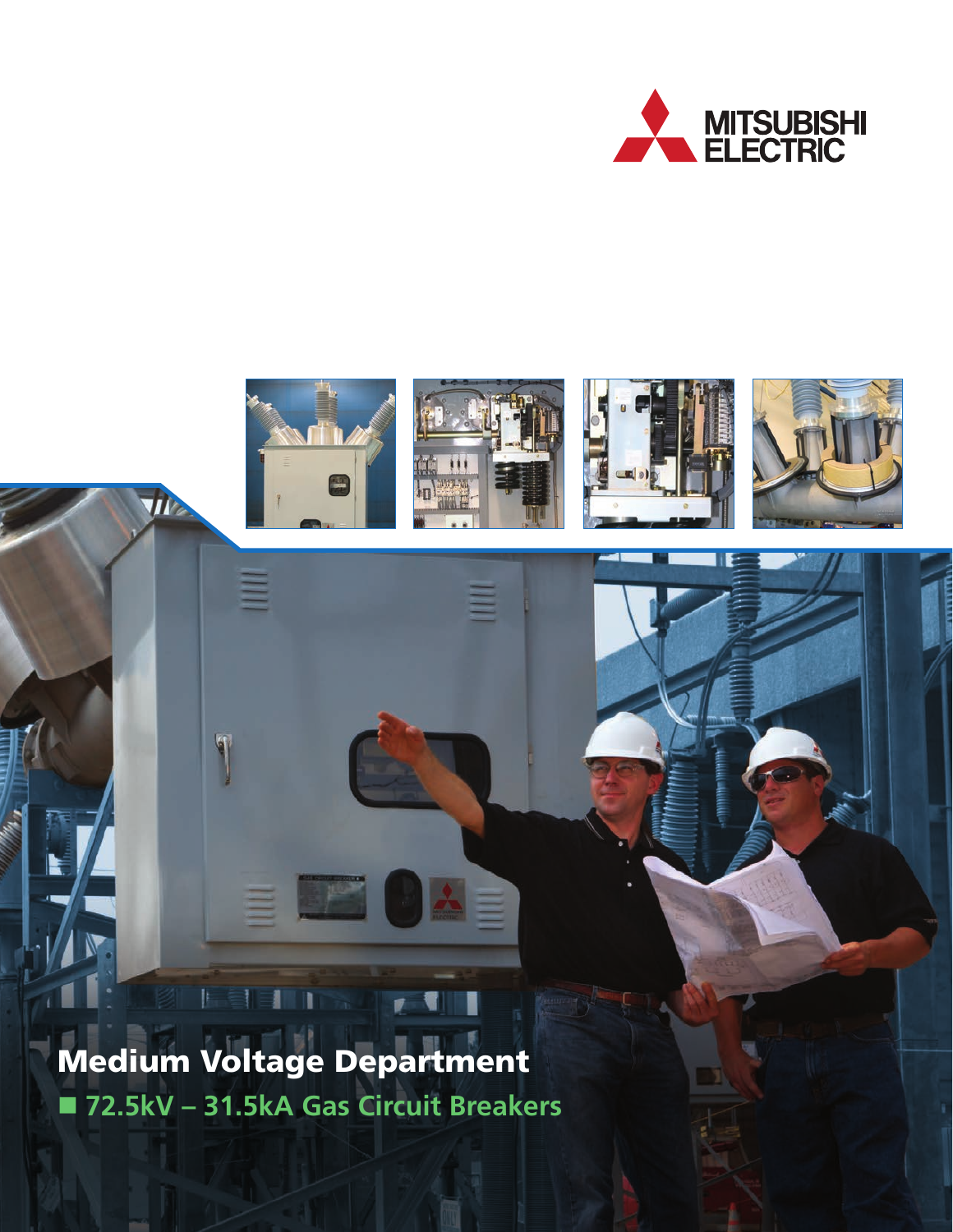MITSUBISHI ELECTRIC

# Medium Voltage Department

## ■ 72.5kV – 31.5kA Gas Circuit Breakers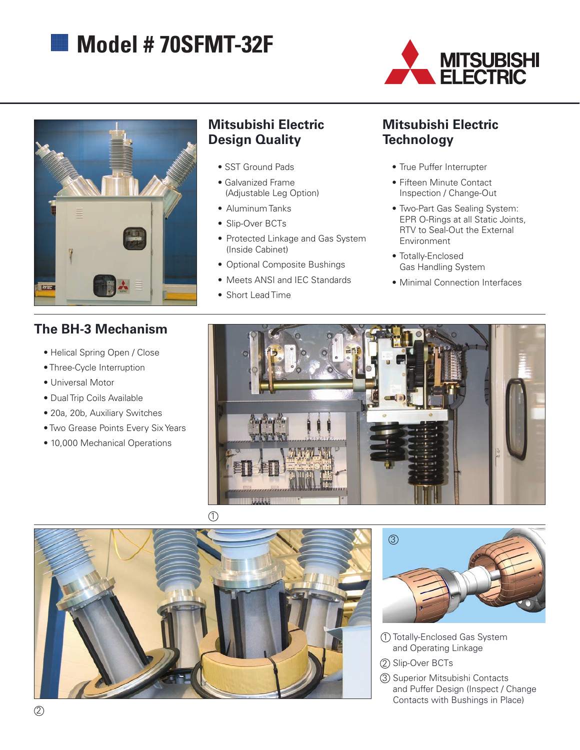# Model # 70SFMT-32F

## Mitsubishi Electric Design Quality

- SST Ground Pads
- Galvanized Frame (Adjustable Leg Option)
- Aluminum Tanks
- Slip-Over BCTs
- Protected Linkage and Gas System (Inside Cabinet)
- Optional Composite Bushings
- Meets ANSI and IEC Standards
- Short Lead Time

## Mitsubishi Electric Technology

- True Puffer Interrupter
- Fifteen Minute Contact Inspection / Change-Out
- Two-Part Gas Sealing System: EPR O-Rings at all Static Joints, RTV to Seal-Out the External Environment
- Totally-Enclosed Gas Handling System
- Minimal Connection Interfaces

## The BH-3 Mechanism

- Helical Spring Open / Close
- Three-Cycle Interruption
- Universal Motor
- Dual Trip Coils Available
- 20a, 20b, Auxiliary Switches
- Two Grease Points Every Six Years
- 10,000 Mechanical Operations

① Totally-Enclosed Gas System and Operating Linkage

② Slip-Over BCTs

③ Superior Mitsubishi Contacts and Puffer Design (Inspect / Change Contacts with Bushings in Place)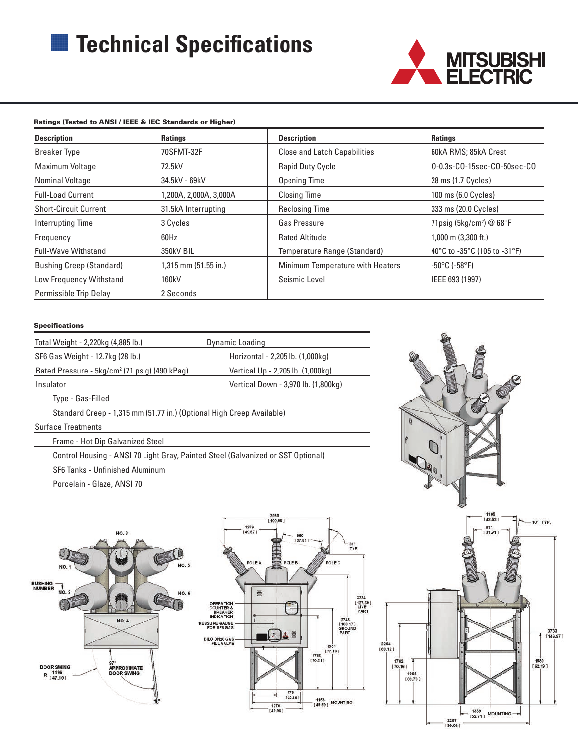# Technical Specifications

**Ratings (Tested to ANSI / IEEE & IEC Standards or Higher)**

| Description | Ratings | Description | Ratings |
|---|---|---|---|
| Breaker Type | 70SFMT-32F | Close and Latch Capabilities | 60kA RMS; 85kA Crest |
| Maximum Voltage | 72.5kV | Rapid Duty Cycle | 0-0.3s-CO-15sec-CO-50sec-CO |
| Nominal Voltage | 34.5kV - 69kV | Opening Time | 28 ms (1.7 Cycles) |
| Full-Load Current | 1,200A, 2,000A, 3,000A | Closing Time | 100 ms (6.0 Cycles) |
| Short-Circuit Current | 31.5kA Interrupting | Reclosing Time | 333 ms (20.0 Cycles) |
| Interrupting Time | 3 Cycles | Gas Pressure | 71psig (5kg/cm²) @ 68°F |
| Frequency | 60Hz | Rated Altitude | 1,000 m (3,300 ft.) |
| Full-Wave Withstand | 350kV BIL | Temperature Range (Standard) | 40°C to -35°C (105 to -31°F) |
| Bushing Creep (Standard) | 1,315 mm (51.55 in.) | Minimum Temperature with Heaters | -50°C (-58°F) |
| Low Frequency Withstand | 160kV | Seismic Level | IEEE 693 (1997) |
| Permissible Trip Delay | 2 Seconds | | |

**Specifications**

| | |
|---|---|
| Total Weight - 2,220kg (4,885 lb.) | Dynamic Loading |
| SF6 Gas Weight - 12.7kg (28 lb.) | Horizontal - 2,205 lb. (1,000kg) |
| Rated Pressure - 5kg/cm² (71 psig) (490 kPag) | Vertical Up - 2,205 lb. (1,000kg) |
| Insulator | Vertical Down - 3,970 lb. (1,800kg) |
| Type - Gas-Filled | |
| Standard Creep - 1,315 mm (51.77 in.) (Optional High Creep Available) | |
| Surface Treatments | |
| Frame - Hot Dip Galvanized Steel | |
| Control Housing - ANSI 70 Light Gray, Painted Steel (Galvanized or SST Optional) | |
| SF6 Tanks - Unfinished Aluminum | |
| Porcelain - Glaze, ANSI 70 | |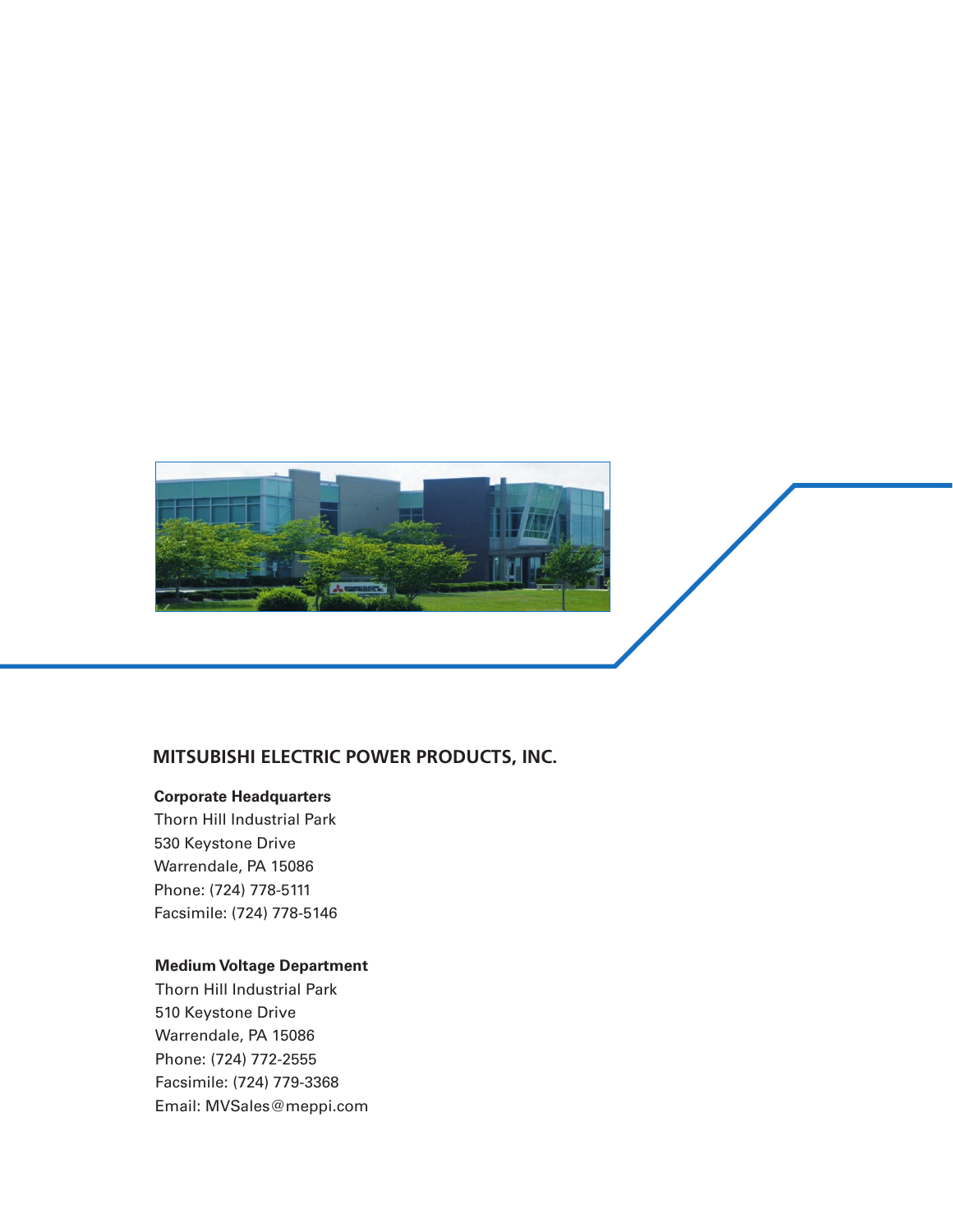## MITSUBISHI ELECTRIC POWER PRODUCTS, INC.

**Corporate Headquarters**
Thorn Hill Industrial Park
530 Keystone Drive
Warrendale, PA 15086
Phone: (724) 778-5111
Facsimile: (724) 778-5146

**Medium Voltage Department**
Thorn Hill Industrial Park
510 Keystone Drive
Warrendale, PA 15086
Phone: (724) 772-2555
Facsimile: (724) 779-3368
Email: MVSales@meppi.com